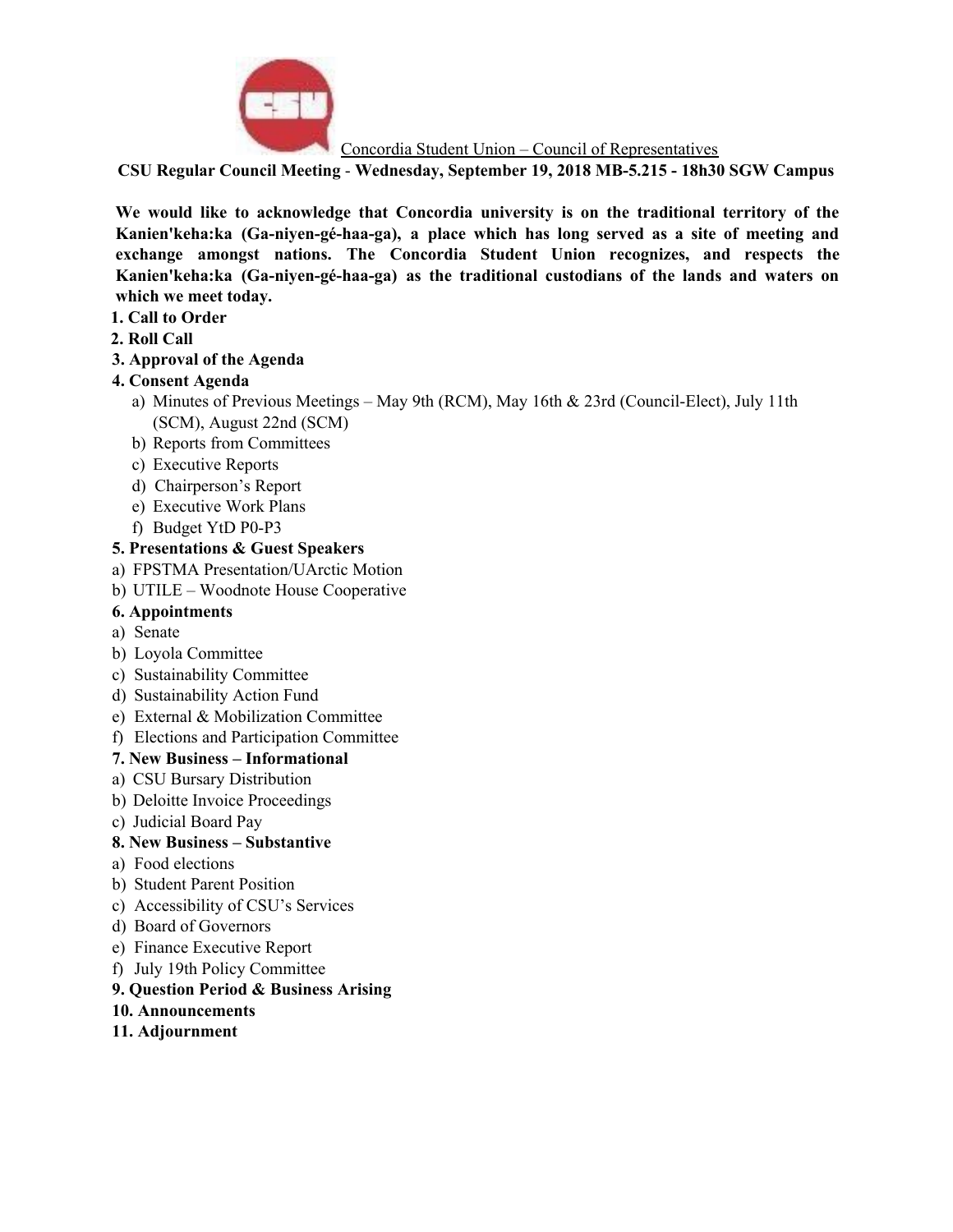Concordia Student Union – Council of Representatives

**CSU Regular Council Meeting - Wednesday, September 19, 2018 MB-5.215 - 18h30 SGW Campus**

**We would like to acknowledge that Concordia university is on the traditional territory of the Kanien'keha:ka (Ga-niyen-gé-haa-ga), a place which has long served as a site of meeting and exchange amongst nations. The Concordia Student Union recognizes, and respects the Kanien'keha:ka (Ga-niyen-gé-haa-ga) as the traditional custodians of the lands and waters on which we meet today.**

**1. Call to Order**

**2. Roll Call**

**3. Approval of the Agenda**

**4. Consent Agenda**

a) Minutes of Previous Meetings – May 9th (RCM), May 16th & 23rd (Council-Elect), July 11th (SCM), August 22nd (SCM)
b) Reports from Committees
c) Executive Reports
d) Chairperson's Report
e) Executive Work Plans
f) Budget YtD P0-P3

**5. Presentations & Guest Speakers**

a) FPSTMA Presentation/UArctic Motion
b) UTILE – Woodnote House Cooperative

**6. Appointments**

a) Senate
b) Loyola Committee
c) Sustainability Committee
d) Sustainability Action Fund
e) External & Mobilization Committee
f) Elections and Participation Committee

**7. New Business – Informational**

a) CSU Bursary Distribution
b) Deloitte Invoice Proceedings
c) Judicial Board Pay

**8. New Business – Substantive**

a) Food elections
b) Student Parent Position
c) Accessibility of CSU's Services
d) Board of Governors
e) Finance Executive Report
f) July 19th Policy Committee

**9. Question Period & Business Arising**

**10. Announcements**

**11. Adjournment**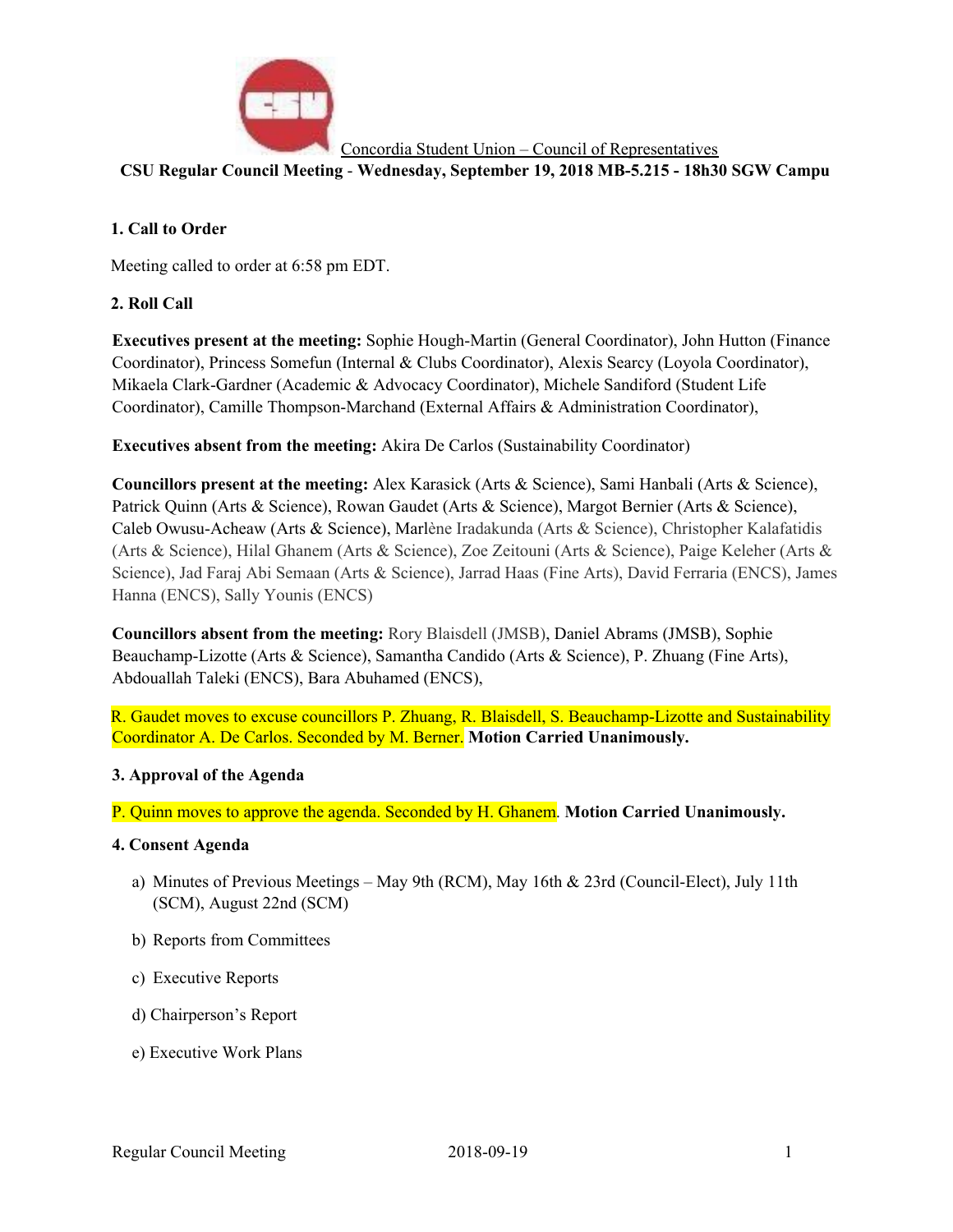Concordia Student Union – Council of Representatives

**CSU Regular Council Meeting - Wednesday, September 19, 2018 MB-5.215 - 18h30 SGW Campu**

**1. Call to Order**

Meeting called to order at 6:58 pm EDT.

**2. Roll Call**

**Executives present at the meeting:** Sophie Hough-Martin (General Coordinator), John Hutton (Finance Coordinator), Princess Somefun (Internal & Clubs Coordinator), Alexis Searcy (Loyola Coordinator), Mikaela Clark-Gardner (Academic & Advocacy Coordinator), Michele Sandiford (Student Life Coordinator), Camille Thompson-Marchand (External Affairs & Administration Coordinator),

**Executives absent from the meeting:** Akira De Carlos (Sustainability Coordinator)

**Councillors present at the meeting:** Alex Karasick (Arts & Science), Sami Hanbali (Arts & Science), Patrick Quinn (Arts & Science), Rowan Gaudet (Arts & Science), Margot Bernier (Arts & Science), Caleb Owusu-Acheaw (Arts & Science), Marlène Iradakunda (Arts & Science), Christopher Kalafatidis (Arts & Science), Hilal Ghanem (Arts & Science), Zoe Zeitouni (Arts & Science), Paige Keleher (Arts & Science), Jad Faraj Abi Semaan (Arts & Science), Jarrad Haas (Fine Arts), David Ferraria (ENCS), James Hanna (ENCS), Sally Younis (ENCS)

**Councillors absent from the meeting:** Rory Blaisdell (JMSB), Daniel Abrams (JMSB), Sophie Beauchamp-Lizotte (Arts & Science), Samantha Candido (Arts & Science), P. Zhuang (Fine Arts), Abdouallah Taleki (ENCS), Bara Abuhamed (ENCS),

R. Gaudet moves to excuse councillors P. Zhuang, R. Blaisdell, S. Beauchamp-Lizotte and Sustainability Coordinator A. De Carlos. Seconded by M. Berner. **Motion Carried Unanimously.**

**3. Approval of the Agenda**

P. Quinn moves to approve the agenda. Seconded by H. Ghanem. **Motion Carried Unanimously.**

**4. Consent Agenda**

a) Minutes of Previous Meetings – May 9th (RCM), May 16th & 23rd (Council-Elect), July 11th (SCM), August 22nd (SCM)

b) Reports from Committees

c) Executive Reports

d) Chairperson's Report

e) Executive Work Plans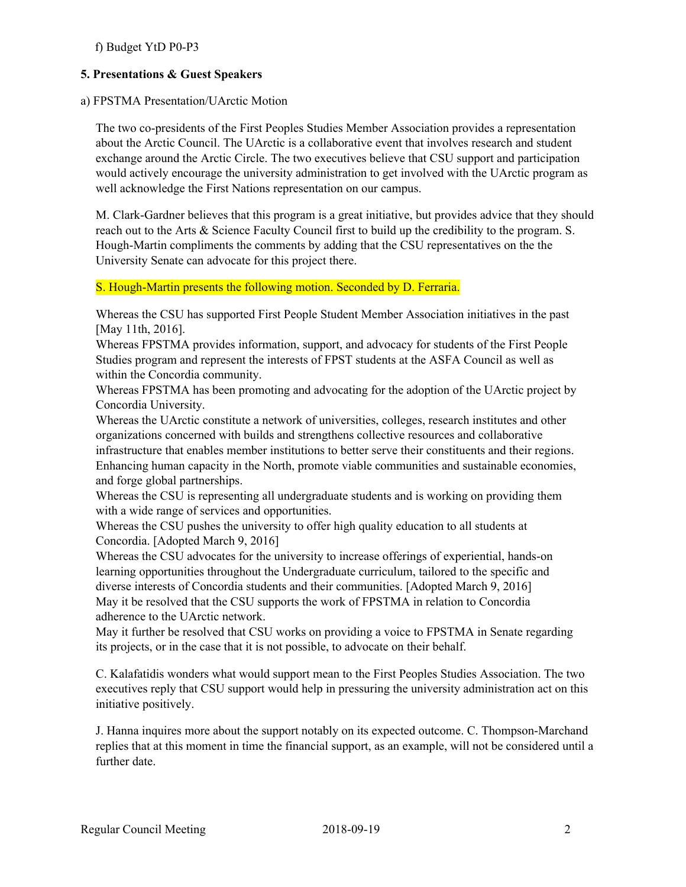f) Budget YtD P0-P3

**5. Presentations & Guest Speakers**

a) FPSTMA Presentation/UArctic Motion

The two co-presidents of the First Peoples Studies Member Association provides a representation about the Arctic Council. The UArctic is a collaborative event that involves research and student exchange around the Arctic Circle. The two executives believe that CSU support and participation would actively encourage the university administration to get involved with the UArctic program as well acknowledge the First Nations representation on our campus.

M. Clark-Gardner believes that this program is a great initiative, but provides advice that they should reach out to the Arts & Science Faculty Council first to build up the credibility to the program. S. Hough-Martin compliments the comments by adding that the CSU representatives on the the University Senate can advocate for this project there.

S. Hough-Martin presents the following motion. Seconded by D. Ferraria.

Whereas the CSU has supported First People Student Member Association initiatives in the past [May 11th, 2016].
Whereas FPSTMA provides information, support, and advocacy for students of the First People Studies program and represent the interests of FPST students at the ASFA Council as well as within the Concordia community.
Whereas FPSTMA has been promoting and advocating for the adoption of the UArctic project by Concordia University.
Whereas the UArctic constitute a network of universities, colleges, research institutes and other organizations concerned with builds and strengthens collective resources and collaborative infrastructure that enables member institutions to better serve their constituents and their regions. Enhancing human capacity in the North, promote viable communities and sustainable economies, and forge global partnerships.
Whereas the CSU is representing all undergraduate students and is working on providing them with a wide range of services and opportunities.
Whereas the CSU pushes the university to offer high quality education to all students at Concordia. [Adopted March 9, 2016]
Whereas the CSU advocates for the university to increase offerings of experiential, hands-on learning opportunities throughout the Undergraduate curriculum, tailored to the specific and diverse interests of Concordia students and their communities. [Adopted March 9, 2016]
May it be resolved that the CSU supports the work of FPSTMA in relation to Concordia adherence to the UArctic network.
May it further be resolved that CSU works on providing a voice to FPSTMA in Senate regarding its projects, or in the case that it is not possible, to advocate on their behalf.

C. Kalafatidis wonders what would support mean to the First Peoples Studies Association. The two executives reply that CSU support would help in pressuring the university administration act on this initiative positively.

J. Hanna inquires more about the support notably on its expected outcome. C. Thompson-Marchand replies that at this moment in time the financial support, as an example, will not be considered until a further date.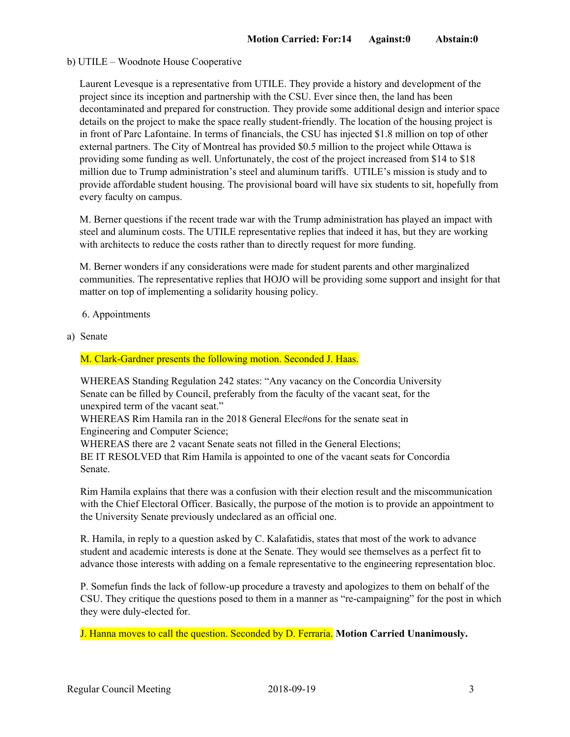**Motion Carried: For:14 Against:0 Abstain:0**

b) UTILE – Woodnote House Cooperative

Laurent Levesque is a representative from UTILE. They provide a history and development of the project since its inception and partnership with the CSU. Ever since then, the land has been decontaminated and prepared for construction. They provide some additional design and interior space details on the project to make the space really student-friendly. The location of the housing project is in front of Parc Lafontaine. In terms of financials, the CSU has injected $1.8 million on top of other external partners. The City of Montreal has provided $0.5 million to the project while Ottawa is providing some funding as well. Unfortunately, the cost of the project increased from $14 to $18 million due to Trump administration's steel and aluminum tariffs. UTILE's mission is study and to provide affordable student housing. The provisional board will have six students to sit, hopefully from every faculty on campus.

M. Berner questions if the recent trade war with the Trump administration has played an impact with steel and aluminum costs. The UTILE representative replies that indeed it has, but they are working with architects to reduce the costs rather than to directly request for more funding.

M. Berner wonders if any considerations were made for student parents and other marginalized communities. The representative replies that HOJO will be providing some support and insight for that matter on top of implementing a solidarity housing policy.

6. Appointments

a) Senate

M. Clark-Gardner presents the following motion. Seconded J. Haas.

WHEREAS Standing Regulation 242 states: "Any vacancy on the Concordia University Senate can be filled by Council, preferably from the faculty of the vacant seat, for the unexpired term of the vacant seat."
WHEREAS Rim Hamila ran in the 2018 General Elec#ons for the senate seat in Engineering and Computer Science;
WHEREAS there are 2 vacant Senate seats not filled in the General Elections;
BE IT RESOLVED that Rim Hamila is appointed to one of the vacant seats for Concordia Senate.

Rim Hamila explains that there was a confusion with their election result and the miscommunication with the Chief Electoral Officer. Basically, the purpose of the motion is to provide an appointment to the University Senate previously undeclared as an official one.

R. Hamila, in reply to a question asked by C. Kalafatidis, states that most of the work to advance student and academic interests is done at the Senate. They would see themselves as a perfect fit to advance those interests with adding on a female representative to the engineering representation bloc.

P. Somefun finds the lack of follow-up procedure a travesty and apologizes to them on behalf of the CSU. They critique the questions posed to them in a manner as "re-campaigning" for the post in which they were duly-elected for.

J. Hanna moves to call the question. Seconded by D. Ferraria. **Motion Carried Unanimously.**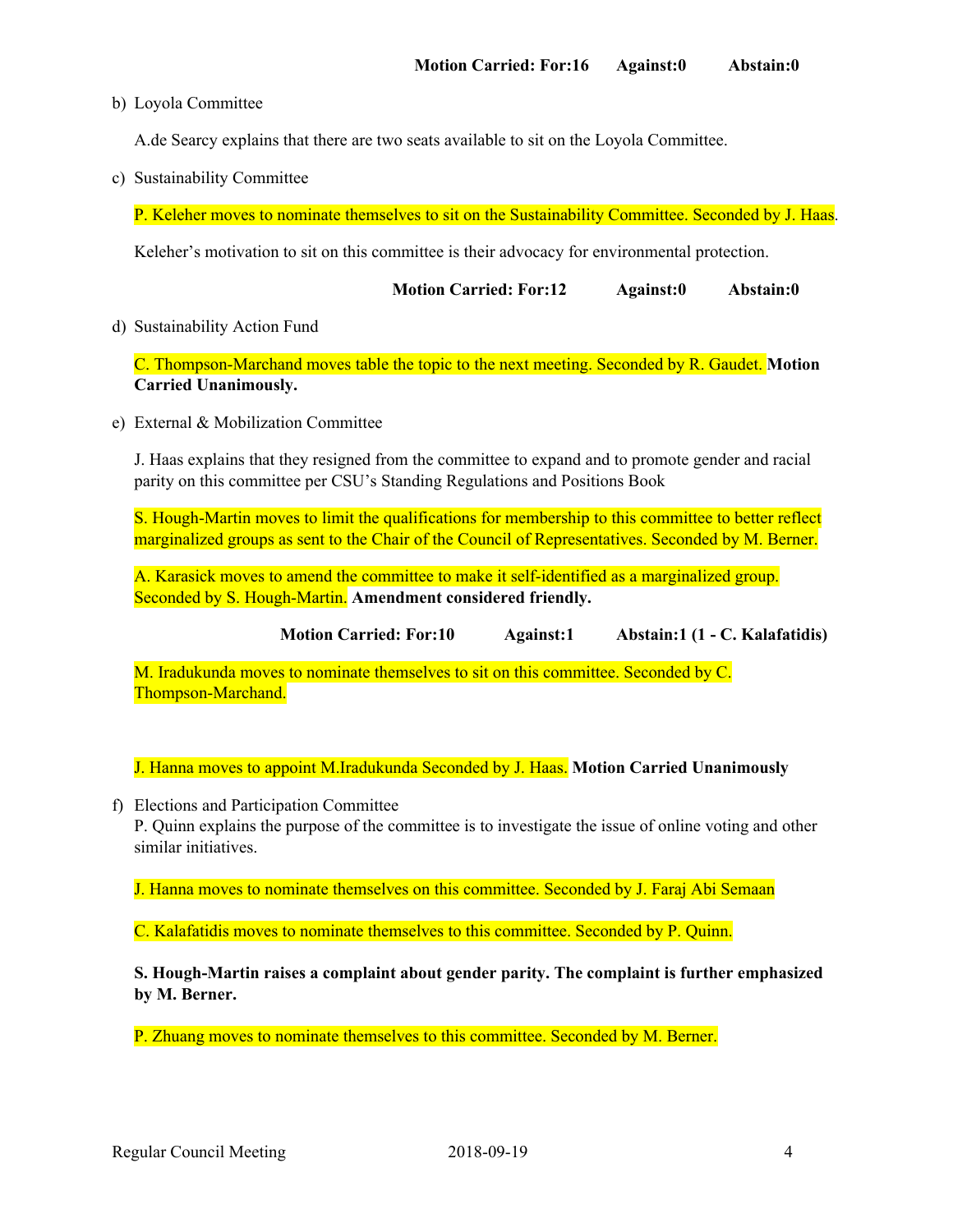**Motion Carried: For:16 Against:0 Abstain:0**

b) Loyola Committee

A.de Searcy explains that there are two seats available to sit on the Loyola Committee.

c) Sustainability Committee

P. Keleher moves to nominate themselves to sit on the Sustainability Committee. Seconded by J. Haas.

Keleher's motivation to sit on this committee is their advocacy for environmental protection.

**Motion Carried: For:12 Against:0 Abstain:0**

d) Sustainability Action Fund

C. Thompson-Marchand moves table the topic to the next meeting. Seconded by R. Gaudet. **Motion Carried Unanimously.**

e) External & Mobilization Committee

J. Haas explains that they resigned from the committee to expand and to promote gender and racial parity on this committee per CSU's Standing Regulations and Positions Book

S. Hough-Martin moves to limit the qualifications for membership to this committee to better reflect marginalized groups as sent to the Chair of the Council of Representatives. Seconded by M. Berner.

A. Karasick moves to amend the committee to make it self-identified as a marginalized group. Seconded by S. Hough-Martin. **Amendment considered friendly.**

**Motion Carried: For:10 Against:1 Abstain:1 (1 - C. Kalafatidis)**

M. Iradukunda moves to nominate themselves to sit on this committee. Seconded by C. Thompson-Marchand.

J. Hanna moves to appoint M.Iradukunda Seconded by J. Haas. **Motion Carried Unanimously**

f) Elections and Participation Committee

P. Quinn explains the purpose of the committee is to investigate the issue of online voting and other similar initiatives.

J. Hanna moves to nominate themselves on this committee. Seconded by J. Faraj Abi Semaan

C. Kalafatidis moves to nominate themselves to this committee. Seconded by P. Quinn.

**S. Hough-Martin raises a complaint about gender parity. The complaint is further emphasized by M. Berner.**

P. Zhuang moves to nominate themselves to this committee. Seconded by M. Berner.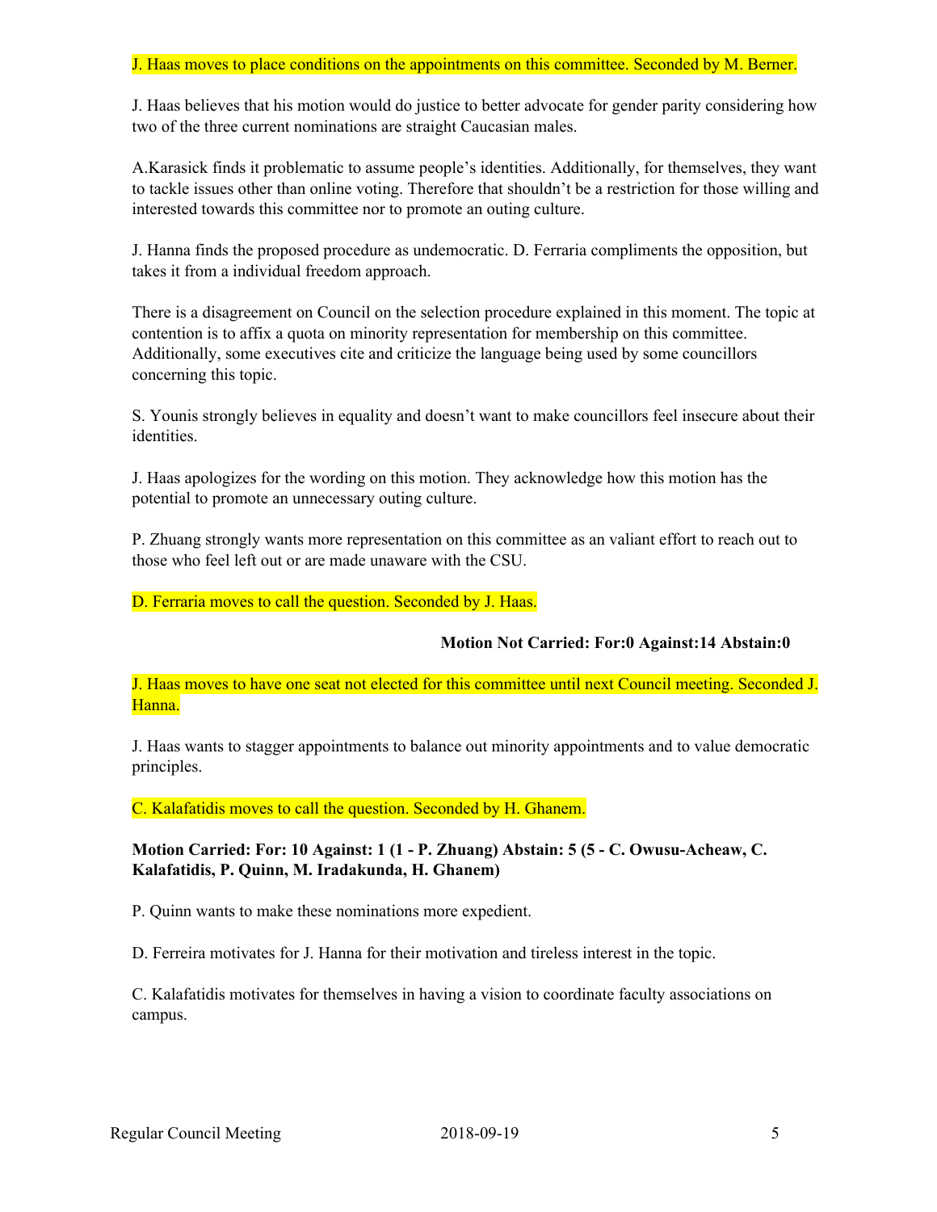J. Haas moves to place conditions on the appointments on this committee. Seconded by M. Berner.

J. Haas believes that his motion would do justice to better advocate for gender parity considering how two of the three current nominations are straight Caucasian males.

A.Karasick finds it problematic to assume people's identities. Additionally, for themselves, they want to tackle issues other than online voting. Therefore that shouldn't be a restriction for those willing and interested towards this committee nor to promote an outing culture.

J. Hanna finds the proposed procedure as undemocratic. D. Ferraria compliments the opposition, but takes it from a individual freedom approach.

There is a disagreement on Council on the selection procedure explained in this moment. The topic at contention is to affix a quota on minority representation for membership on this committee. Additionally, some executives cite and criticize the language being used by some councillors concerning this topic.

S. Younis strongly believes in equality and doesn't want to make councillors feel insecure about their identities.

J. Haas apologizes for the wording on this motion. They acknowledge how this motion has the potential to promote an unnecessary outing culture.

P. Zhuang strongly wants more representation on this committee as an valiant effort to reach out to those who feel left out or are made unaware with the CSU.

D. Ferraria moves to call the question. Seconded by J. Haas.

**Motion Not Carried: For:0 Against:14 Abstain:0**

J. Haas moves to have one seat not elected for this committee until next Council meeting. Seconded J. Hanna.

J. Haas wants to stagger appointments to balance out minority appointments and to value democratic principles.

C. Kalafatidis moves to call the question. Seconded by H. Ghanem.

**Motion Carried: For: 10 Against: 1 (1 - P. Zhuang) Abstain: 5 (5 - C. Owusu-Acheaw, C. Kalafatidis, P. Quinn, M. Iradakunda, H. Ghanem)**

P. Quinn wants to make these nominations more expedient.

D. Ferreira motivates for J. Hanna for their motivation and tireless interest in the topic.

C. Kalafatidis motivates for themselves in having a vision to coordinate faculty associations on campus.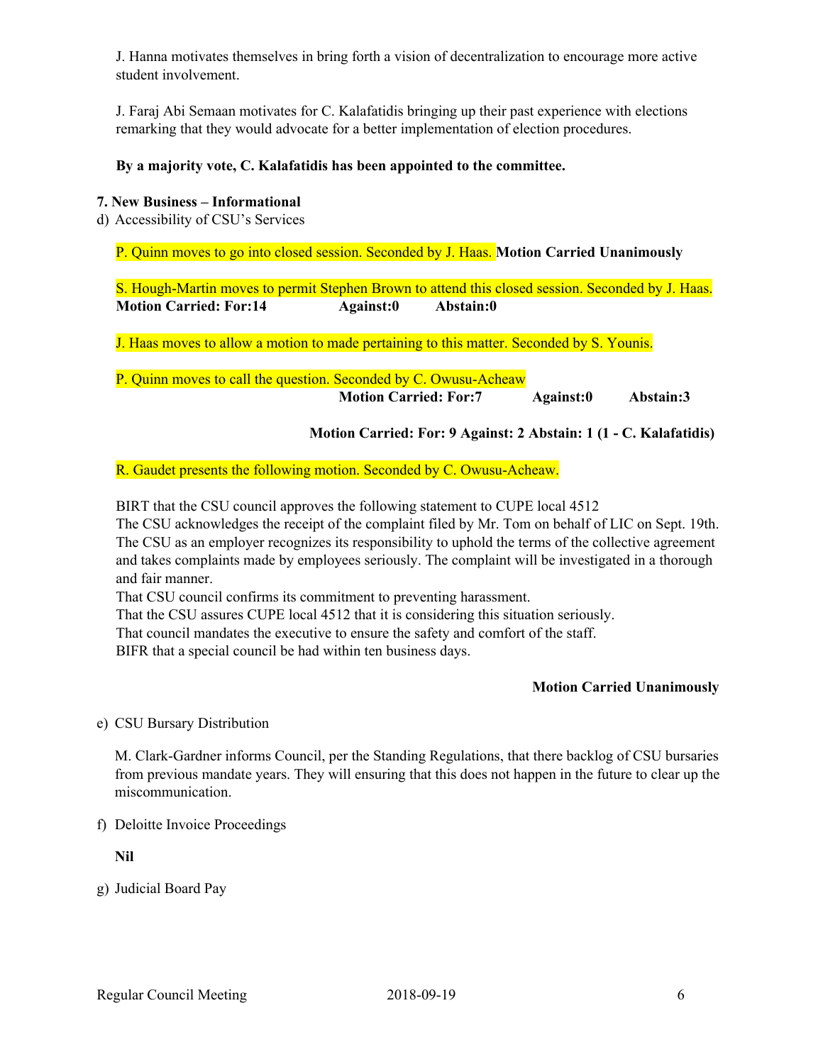J. Hanna motivates themselves in bring forth a vision of decentralization to encourage more active student involvement.

J. Faraj Abi Semaan motivates for C. Kalafatidis bringing up their past experience with elections remarking that they would advocate for a better implementation of election procedures.

**By a majority vote, C. Kalafatidis has been appointed to the committee.**

**7. New Business – Informational**

d) Accessibility of CSU's Services

P. Quinn moves to go into closed session. Seconded by J. Haas. **Motion Carried Unanimously**

S. Hough-Martin moves to permit Stephen Brown to attend this closed session. Seconded by J. Haas.
**Motion Carried: For:14 Against:0 Abstain:0**

J. Haas moves to allow a motion to made pertaining to this matter. Seconded by S. Younis.

P. Quinn moves to call the question. Seconded by C. Owusu-Acheaw
**Motion Carried: For:7 Against:0 Abstain:3**

**Motion Carried: For: 9 Against: 2 Abstain: 1 (1 - C. Kalafatidis)**

R. Gaudet presents the following motion. Seconded by C. Owusu-Acheaw.

BIRT that the CSU council approves the following statement to CUPE local 4512
The CSU acknowledges the receipt of the complaint filed by Mr. Tom on behalf of LIC on Sept. 19th. The CSU as an employer recognizes its responsibility to uphold the terms of the collective agreement and takes complaints made by employees seriously. The complaint will be investigated in a thorough and fair manner.
That CSU council confirms its commitment to preventing harassment.
That the CSU assures CUPE local 4512 that it is considering this situation seriously.
That council mandates the executive to ensure the safety and comfort of the staff.
BIFR that a special council be had within ten business days.

**Motion Carried Unanimously**

e) CSU Bursary Distribution

M. Clark-Gardner informs Council, per the Standing Regulations, that there backlog of CSU bursaries from previous mandate years. They will ensuring that this does not happen in the future to clear up the miscommunication.

f) Deloitte Invoice Proceedings

**Nil**

g) Judicial Board Pay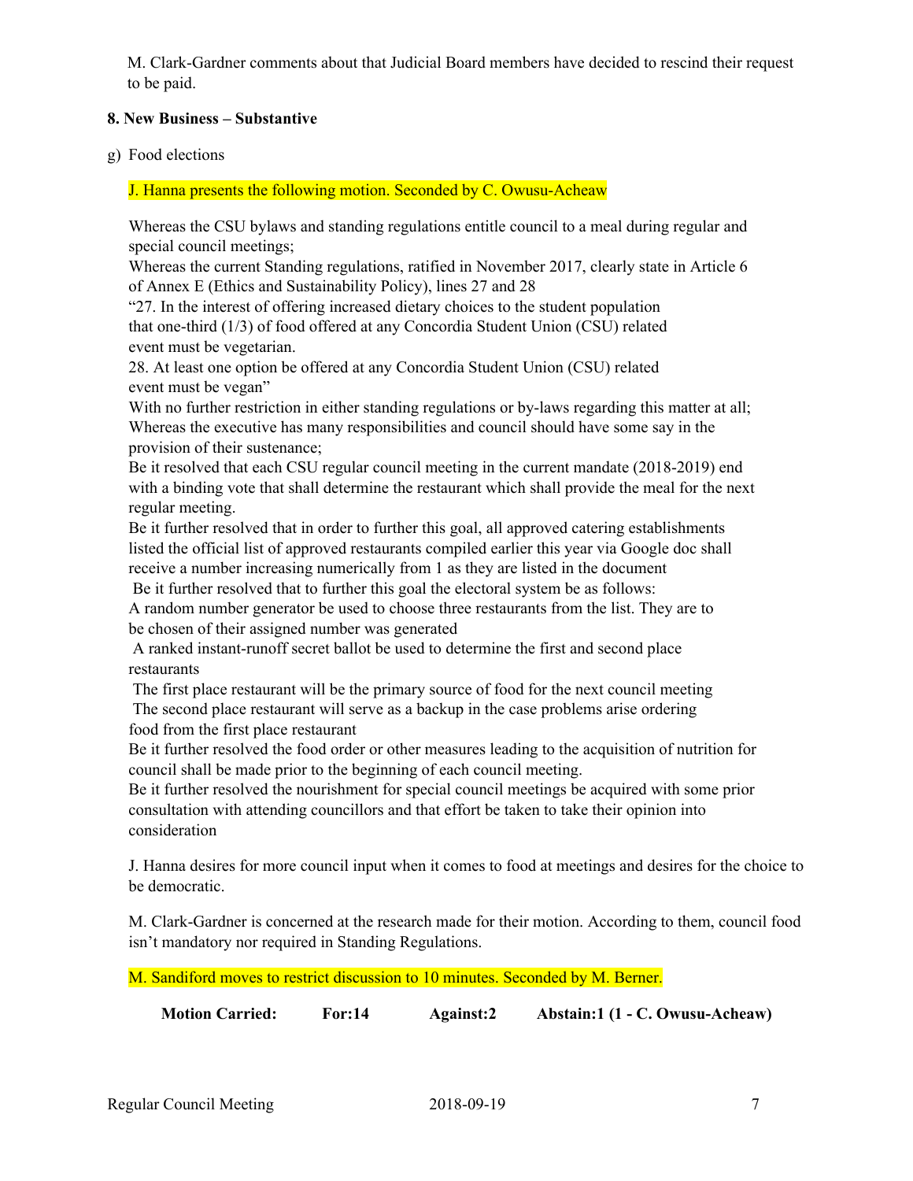M. Clark-Gardner comments about that Judicial Board members have decided to rescind their request to be paid.

**8. New Business – Substantive**

g) Food elections

J. Hanna presents the following motion. Seconded by C. Owusu-Acheaw

Whereas the CSU bylaws and standing regulations entitle council to a meal during regular and special council meetings;
Whereas the current Standing regulations, ratified in November 2017, clearly state in Article 6 of Annex E (Ethics and Sustainability Policy), lines 27 and 28
"27. In the interest of offering increased dietary choices to the student population that one-third (1/3) of food offered at any Concordia Student Union (CSU) related event must be vegetarian.
28. At least one option be offered at any Concordia Student Union (CSU) related event must be vegan"
With no further restriction in either standing regulations or by-laws regarding this matter at all;
Whereas the executive has many responsibilities and council should have some say in the provision of their sustenance;
Be it resolved that each CSU regular council meeting in the current mandate (2018-2019) end with a binding vote that shall determine the restaurant which shall provide the meal for the next regular meeting.
Be it further resolved that in order to further this goal, all approved catering establishments listed the official list of approved restaurants compiled earlier this year via Google doc shall receive a number increasing numerically from 1 as they are listed in the document
Be it further resolved that to further this goal the electoral system be as follows:
A random number generator be used to choose three restaurants from the list. They are to be chosen of their assigned number was generated
A ranked instant-runoff secret ballot be used to determine the first and second place restaurants
The first place restaurant will be the primary source of food for the next council meeting
The second place restaurant will serve as a backup in the case problems arise ordering food from the first place restaurant
Be it further resolved the food order or other measures leading to the acquisition of nutrition for council shall be made prior to the beginning of each council meeting.
Be it further resolved the nourishment for special council meetings be acquired with some prior consultation with attending councillors and that effort be taken to take their opinion into consideration

J. Hanna desires for more council input when it comes to food at meetings and desires for the choice to be democratic.

M. Clark-Gardner is concerned at the research made for their motion. According to them, council food isn't mandatory nor required in Standing Regulations.

M. Sandiford moves to restrict discussion to 10 minutes. Seconded by M. Berner.

**Motion Carried: For:14 Against:2 Abstain:1 (1 - C. Owusu-Acheaw)**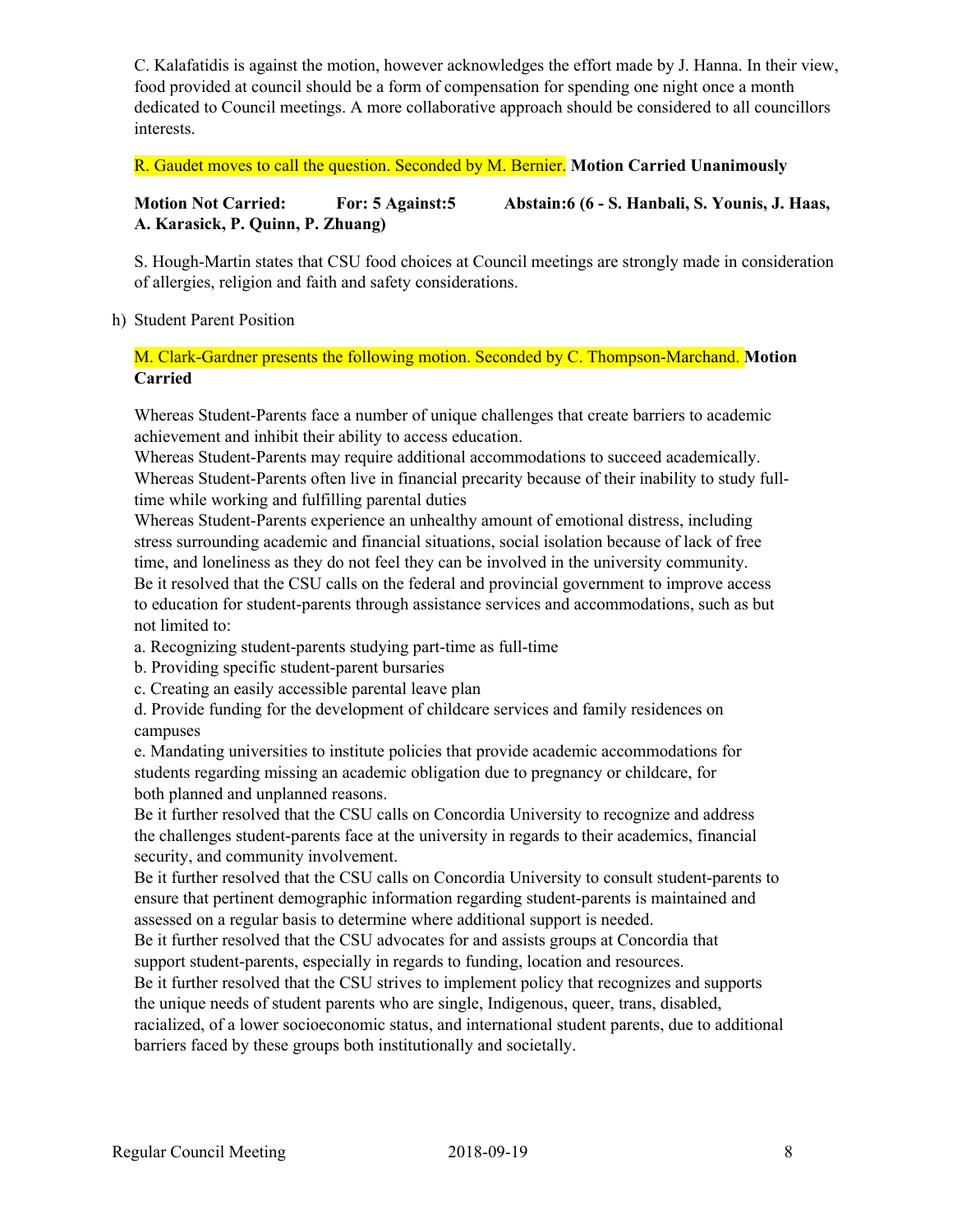C. Kalafatidis is against the motion, however acknowledges the effort made by J. Hanna. In their view, food provided at council should be a form of compensation for spending one night once a month dedicated to Council meetings. A more collaborative approach should be considered to all councillors interests.

R. Gaudet moves to call the question. Seconded by M. Bernier. **Motion Carried Unanimously**

**Motion Not Carried: For: 5 Against:5 Abstain:6 (6 - S. Hanbali, S. Younis, J. Haas, A. Karasick, P. Quinn, P. Zhuang)**

S. Hough-Martin states that CSU food choices at Council meetings are strongly made in consideration of allergies, religion and faith and safety considerations.

h) Student Parent Position

M. Clark-Gardner presents the following motion. Seconded by C. Thompson-Marchand. **Motion Carried**

Whereas Student-Parents face a number of unique challenges that create barriers to academic achievement and inhibit their ability to access education.
Whereas Student-Parents may require additional accommodations to succeed academically.
Whereas Student-Parents often live in financial precarity because of their inability to study full-time while working and fulfilling parental duties
Whereas Student-Parents experience an unhealthy amount of emotional distress, including stress surrounding academic and financial situations, social isolation because of lack of free time, and loneliness as they do not feel they can be involved in the university community.
Be it resolved that the CSU calls on the federal and provincial government to improve access to education for student-parents through assistance services and accommodations, such as but not limited to:
a. Recognizing student-parents studying part-time as full-time
b. Providing specific student-parent bursaries
c. Creating an easily accessible parental leave plan
d. Provide funding for the development of childcare services and family residences on campuses
e. Mandating universities to institute policies that provide academic accommodations for students regarding missing an academic obligation due to pregnancy or childcare, for both planned and unplanned reasons.
Be it further resolved that the CSU calls on Concordia University to recognize and address the challenges student-parents face at the university in regards to their academics, financial security, and community involvement.
Be it further resolved that the CSU calls on Concordia University to consult student-parents to ensure that pertinent demographic information regarding student-parents is maintained and assessed on a regular basis to determine where additional support is needed.
Be it further resolved that the CSU advocates for and assists groups at Concordia that support student-parents, especially in regards to funding, location and resources.
Be it further resolved that the CSU strives to implement policy that recognizes and supports the unique needs of student parents who are single, Indigenous, queer, trans, disabled, racialized, of a lower socioeconomic status, and international student parents, due to additional barriers faced by these groups both institutionally and societally.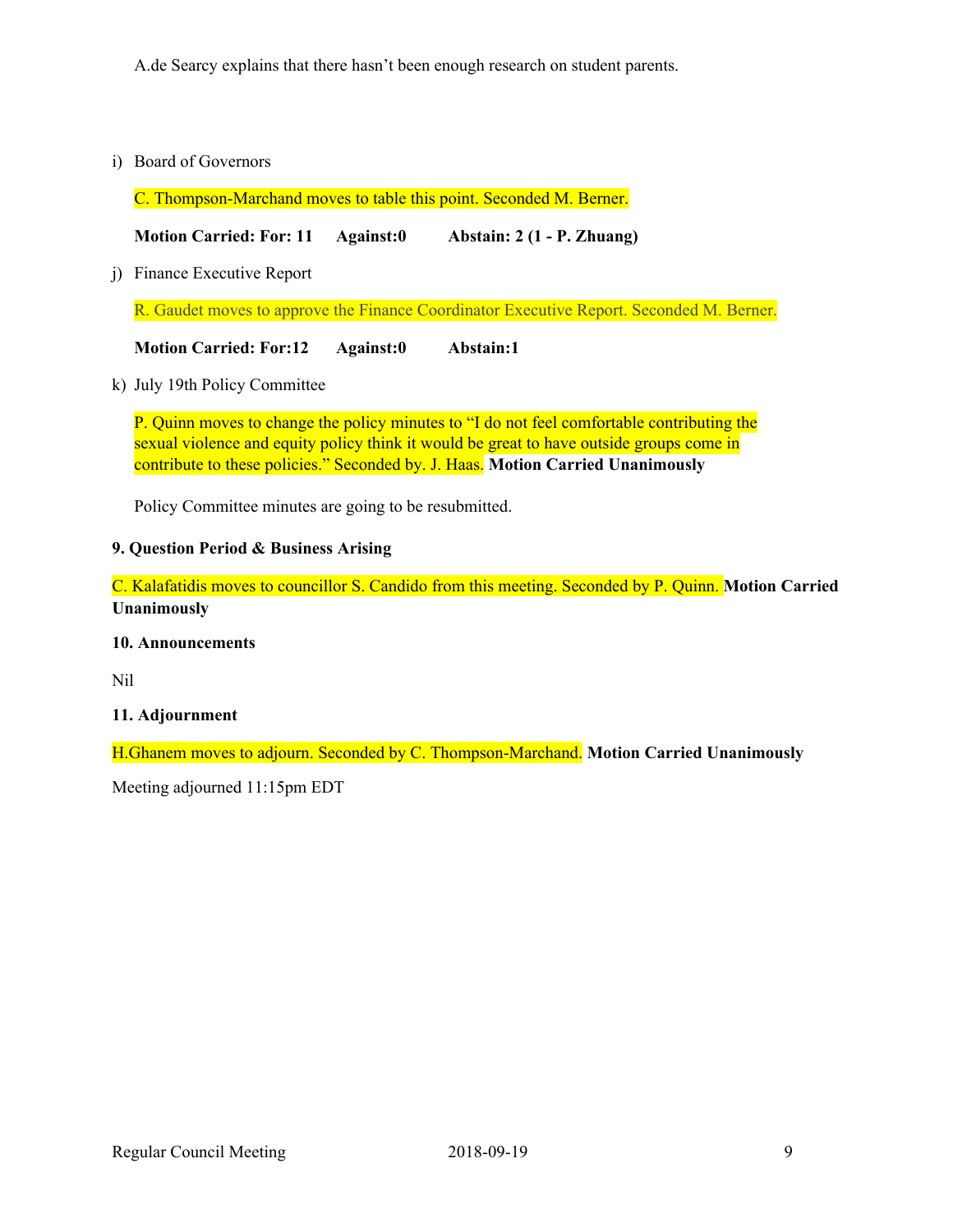A.de Searcy explains that there hasn't been enough research on student parents.

i) Board of Governors

C. Thompson-Marchand moves to table this point. Seconded M. Berner.

**Motion Carried: For: 11 Against:0 Abstain: 2 (1 - P. Zhuang)**

j) Finance Executive Report

R. Gaudet moves to approve the Finance Coordinator Executive Report. Seconded M. Berner.

**Motion Carried: For:12 Against:0 Abstain:1**

k) July 19th Policy Committee

P. Quinn moves to change the policy minutes to "I do not feel comfortable contributing the sexual violence and equity policy think it would be great to have outside groups come in contribute to these policies." Seconded by. J. Haas. **Motion Carried Unanimously**

Policy Committee minutes are going to be resubmitted.

**9. Question Period & Business Arising**

C. Kalafatidis moves to councillor S. Candido from this meeting. Seconded by P. Quinn. **Motion Carried Unanimously**

**10. Announcements**

Nil

**11. Adjournment**

H.Ghanem moves to adjourn. Seconded by C. Thompson-Marchand. **Motion Carried Unanimously**

Meeting adjourned 11:15pm EDT